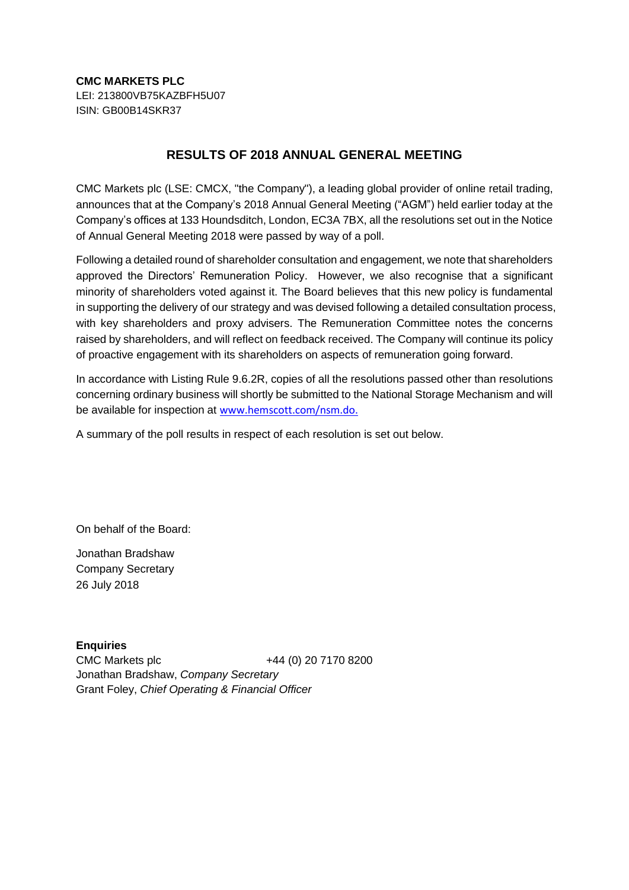**CMC MARKETS PLC**
LEI: 213800VB75KAZBFH5U07
ISIN: GB00B14SKR37

## RESULTS OF 2018 ANNUAL GENERAL MEETING

CMC Markets plc (LSE: CMCX, "the Company"), a leading global provider of online retail trading, announces that at the Company's 2018 Annual General Meeting ("AGM") held earlier today at the Company's offices at 133 Houndsditch, London, EC3A 7BX, all the resolutions set out in the Notice of Annual General Meeting 2018 were passed by way of a poll.

Following a detailed round of shareholder consultation and engagement, we note that shareholders approved the Directors' Remuneration Policy. However, we also recognise that a significant minority of shareholders voted against it. The Board believes that this new policy is fundamental in supporting the delivery of our strategy and was devised following a detailed consultation process, with key shareholders and proxy advisers. The Remuneration Committee notes the concerns raised by shareholders, and will reflect on feedback received. The Company will continue its policy of proactive engagement with its shareholders on aspects of remuneration going forward.

In accordance with Listing Rule 9.6.2R, copies of all the resolutions passed other than resolutions concerning ordinary business will shortly be submitted to the National Storage Mechanism and will be available for inspection at www.hemscott.com/nsm.do.

A summary of the poll results in respect of each resolution is set out below.

On behalf of the Board:

Jonathan Bradshaw
Company Secretary
26 July 2018

**Enquiries**
CMC Markets plc +44 (0) 20 7170 8200
Jonathan Bradshaw, *Company Secretary*
Grant Foley, *Chief Operating & Financial Officer*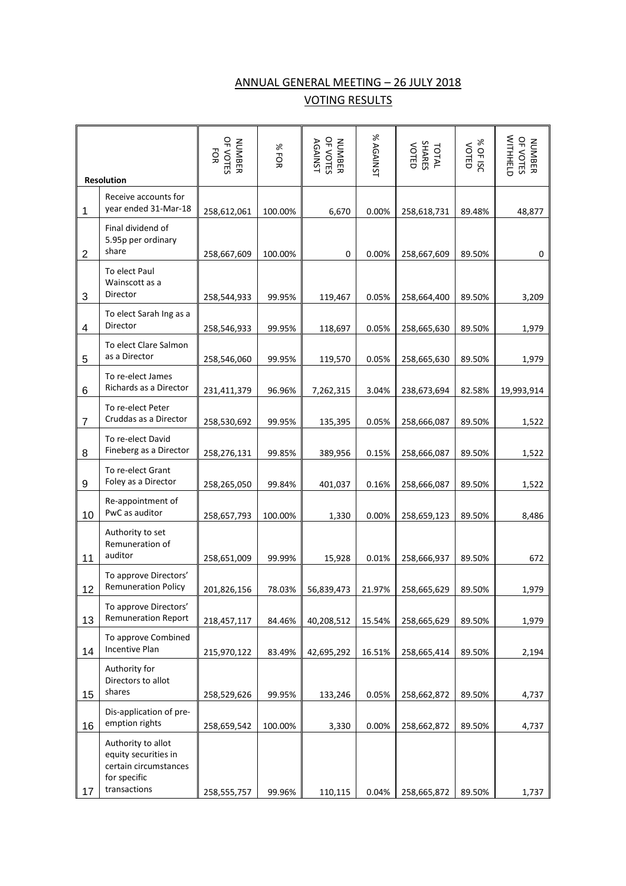## ANNUAL GENERAL MEETING – 26 JULY 2018

## VOTING RESULTS

| | Resolution | NUMBER OF VOTES FOR | % FOR | NUMBER OF VOTES AGAINST | % AGAINST | TOTAL SHARES VOTED | % OF ISC VOTED | NUMBER OF VOTES WITHHELD |
|---|---|---|---|---|---|---|---|---|
| 1 | Receive accounts for year ended 31-Mar-18 | 258,612,061 | 100.00% | 6,670 | 0.00% | 258,618,731 | 89.48% | 48,877 |
| 2 | Final dividend of 5.95p per ordinary share | 258,667,609 | 100.00% | 0 | 0.00% | 258,667,609 | 89.50% | 0 |
| 3 | To elect Paul Wainscott as a Director | 258,544,933 | 99.95% | 119,467 | 0.05% | 258,664,400 | 89.50% | 3,209 |
| 4 | To elect Sarah Ing as a Director | 258,546,933 | 99.95% | 118,697 | 0.05% | 258,665,630 | 89.50% | 1,979 |
| 5 | To elect Clare Salmon as a Director | 258,546,060 | 99.95% | 119,570 | 0.05% | 258,665,630 | 89.50% | 1,979 |
| 6 | To re-elect James Richards as a Director | 231,411,379 | 96.96% | 7,262,315 | 3.04% | 238,673,694 | 82.58% | 19,993,914 |
| 7 | To re-elect Peter Cruddas as a Director | 258,530,692 | 99.95% | 135,395 | 0.05% | 258,666,087 | 89.50% | 1,522 |
| 8 | To re-elect David Fineberg as a Director | 258,276,131 | 99.85% | 389,956 | 0.15% | 258,666,087 | 89.50% | 1,522 |
| 9 | To re-elect Grant Foley as a Director | 258,265,050 | 99.84% | 401,037 | 0.16% | 258,666,087 | 89.50% | 1,522 |
| 10 | Re-appointment of PwC as auditor | 258,657,793 | 100.00% | 1,330 | 0.00% | 258,659,123 | 89.50% | 8,486 |
| 11 | Authority to set Remuneration of auditor | 258,651,009 | 99.99% | 15,928 | 0.01% | 258,666,937 | 89.50% | 672 |
| 12 | To approve Directors' Remuneration Policy | 201,826,156 | 78.03% | 56,839,473 | 21.97% | 258,665,629 | 89.50% | 1,979 |
| 13 | To approve Directors' Remuneration Report | 218,457,117 | 84.46% | 40,208,512 | 15.54% | 258,665,629 | 89.50% | 1,979 |
| 14 | To approve Combined Incentive Plan | 215,970,122 | 83.49% | 42,695,292 | 16.51% | 258,665,414 | 89.50% | 2,194 |
| 15 | Authority for Directors to allot shares | 258,529,626 | 99.95% | 133,246 | 0.05% | 258,662,872 | 89.50% | 4,737 |
| 16 | Dis-application of pre-emption rights | 258,659,542 | 100.00% | 3,330 | 0.00% | 258,662,872 | 89.50% | 4,737 |
| 17 | Authority to allot equity securities in certain circumstances for specific transactions | 258,555,757 | 99.96% | 110,115 | 0.04% | 258,665,872 | 89.50% | 1,737 |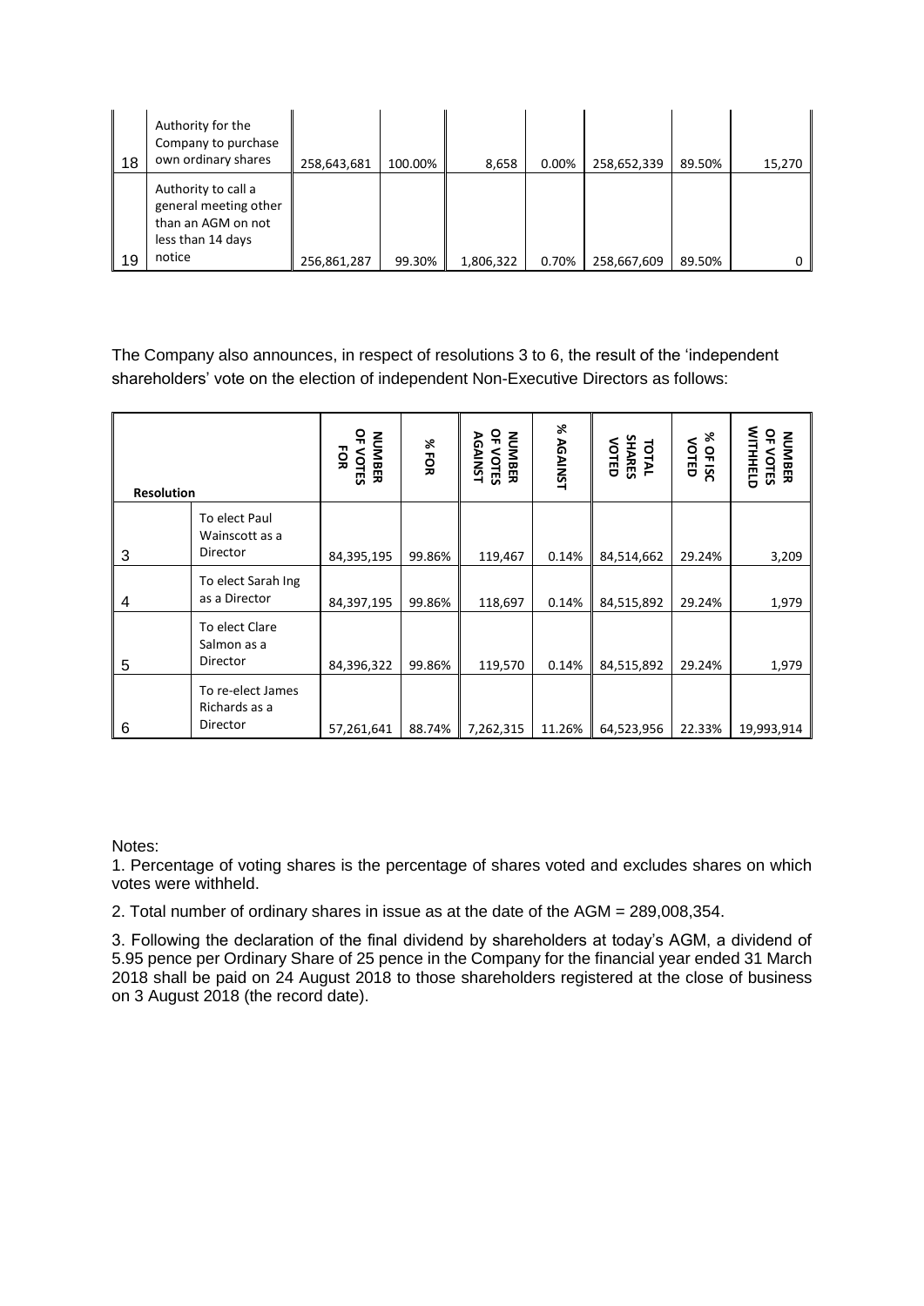| | | | | | | | | |
|---|---|---|---|---|---|---|---|---|
| 18 | Authority for the Company to purchase own ordinary shares | 258,643,681 | 100.00% | 8,658 | 0.00% | 258,652,339 | 89.50% | 15,270 |
| 19 | Authority to call a general meeting other than an AGM on not less than 14 days notice | 256,861,287 | 99.30% | 1,806,322 | 0.70% | 258,667,609 | 89.50% | 0 |

The Company also announces, in respect of resolutions 3 to 6, the result of the 'independent shareholders' vote on the election of independent Non-Executive Directors as follows:

| Resolution | | NUMBER OF VOTES FOR | % FOR | NUMBER OF VOTES AGAINST | % AGAINST | TOTAL SHARES VOTED | % OF ISC VOTED | NUMBER OF VOTES WITHHELD |
|---|---|---|---|---|---|---|---|---|
| 3 | To elect Paul Wainscott as a Director | 84,395,195 | 99.86% | 119,467 | 0.14% | 84,514,662 | 29.24% | 3,209 |
| 4 | To elect Sarah Ing as a Director | 84,397,195 | 99.86% | 118,697 | 0.14% | 84,515,892 | 29.24% | 1,979 |
| 5 | To elect Clare Salmon as a Director | 84,396,322 | 99.86% | 119,570 | 0.14% | 84,515,892 | 29.24% | 1,979 |
| 6 | To re-elect James Richards as a Director | 57,261,641 | 88.74% | 7,262,315 | 11.26% | 64,523,956 | 22.33% | 19,993,914 |

Notes:

1. Percentage of voting shares is the percentage of shares voted and excludes shares on which votes were withheld.

2. Total number of ordinary shares in issue as at the date of the AGM = 289,008,354.

3. Following the declaration of the final dividend by shareholders at today's AGM, a dividend of 5.95 pence per Ordinary Share of 25 pence in the Company for the financial year ended 31 March 2018 shall be paid on 24 August 2018 to those shareholders registered at the close of business on 3 August 2018 (the record date).